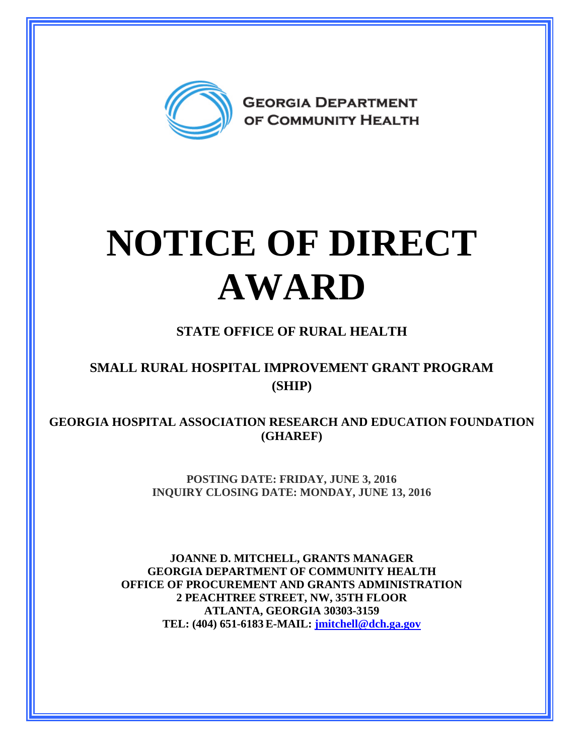GEORGIA DEPARTMENT OF COMMUNITY HEALTH

# NOTICE OF DIRECT AWARD

**STATE OFFICE OF RURAL HEALTH**

**SMALL RURAL HOSPITAL IMPROVEMENT GRANT PROGRAM (SHIP)**

**GEORGIA HOSPITAL ASSOCIATION RESEARCH AND EDUCATION FOUNDATION (GHAREF)**

**POSTING DATE: FRIDAY, JUNE 3, 2016**
**INQUIRY CLOSING DATE: MONDAY, JUNE 13, 2016**

**JOANNE D. MITCHELL, GRANTS MANAGER**
**GEORGIA DEPARTMENT OF COMMUNITY HEALTH**
**OFFICE OF PROCUREMENT AND GRANTS ADMINISTRATION**
**2 PEACHTREE STREET, NW, 35TH FLOOR**
**ATLANTA, GEORGIA 30303-3159**
**TEL: (404) 651-6183 E-MAIL: jmitchell@dch.ga.gov**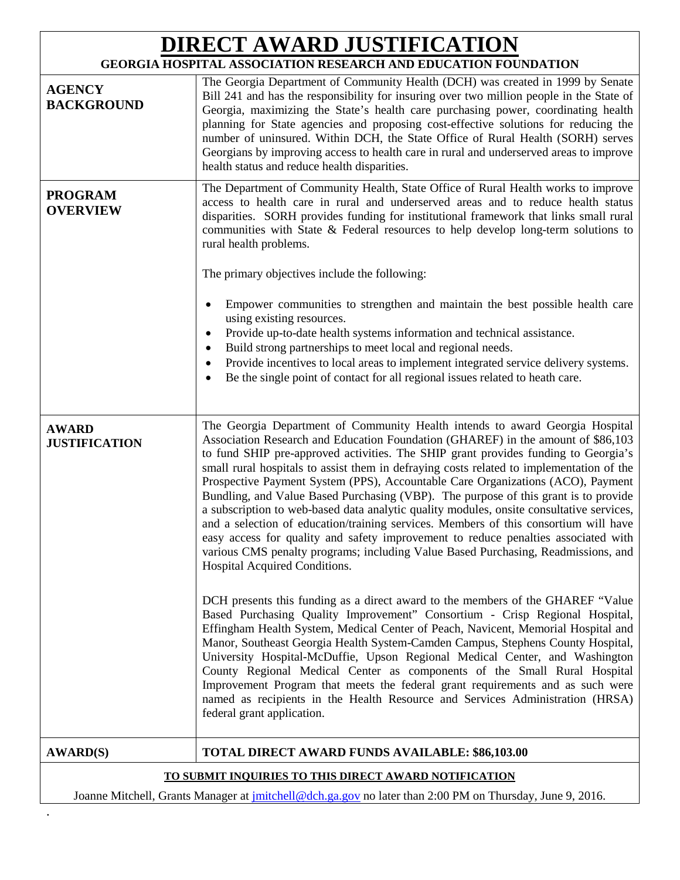# DIRECT AWARD JUSTIFICATION

## GEORGIA HOSPITAL ASSOCIATION RESEARCH AND EDUCATION FOUNDATION

| | |
|---|---|
| **AGENCY BACKGROUND** | The Georgia Department of Community Health (DCH) was created in 1999 by Senate Bill 241 and has the responsibility for insuring over two million people in the State of Georgia, maximizing the State's health care purchasing power, coordinating health planning for State agencies and proposing cost-effective solutions for reducing the number of uninsured. Within DCH, the State Office of Rural Health (SORH) serves Georgians by improving access to health care in rural and underserved areas to improve health status and reduce health disparities. |
| **PROGRAM OVERVIEW** | The Department of Community Health, State Office of Rural Health works to improve access to health care in rural and underserved areas and to reduce health status disparities. SORH provides funding for institutional framework that links small rural communities with State & Federal resources to help develop long-term solutions to rural health problems.<br><br>The primary objectives include the following:<br><br>• Empower communities to strengthen and maintain the best possible health care using existing resources.<br>• Provide up-to-date health systems information and technical assistance.<br>• Build strong partnerships to meet local and regional needs.<br>• Provide incentives to local areas to implement integrated service delivery systems.<br>• Be the single point of contact for all regional issues related to heath care. |
| **AWARD JUSTIFICATION** | The Georgia Department of Community Health intends to award Georgia Hospital Association Research and Education Foundation (GHAREF) in the amount of $86,103 to fund SHIP pre-approved activities. The SHIP grant provides funding to Georgia's small rural hospitals to assist them in defraying costs related to implementation of the Prospective Payment System (PPS), Accountable Care Organizations (ACO), Payment Bundling, and Value Based Purchasing (VBP). The purpose of this grant is to provide a subscription to web-based data analytic quality modules, onsite consultative services, and a selection of education/training services. Members of this consortium will have easy access for quality and safety improvement to reduce penalties associated with various CMS penalty programs; including Value Based Purchasing, Readmissions, and Hospital Acquired Conditions.<br><br>DCH presents this funding as a direct award to the members of the GHAREF "Value Based Purchasing Quality Improvement" Consortium - Crisp Regional Hospital, Effingham Health System, Medical Center of Peach, Navicent, Memorial Hospital and Manor, Southeast Georgia Health System-Camden Campus, Stephens County Hospital, University Hospital-McDuffie, Upson Regional Medical Center, and Washington County Regional Medical Center as components of the Small Rural Hospital Improvement Program that meets the federal grant requirements and as such were named as recipients in the Health Resource and Services Administration (HRSA) federal grant application. |
| **AWARD(S)** | **TOTAL DIRECT AWARD FUNDS AVAILABLE: $86,103.00** |

**TO SUBMIT INQUIRIES TO THIS DIRECT AWARD NOTIFICATION**

Joanne Mitchell, Grants Manager at jmitchell@dch.ga.gov no later than 2:00 PM on Thursday, June 9, 2016.